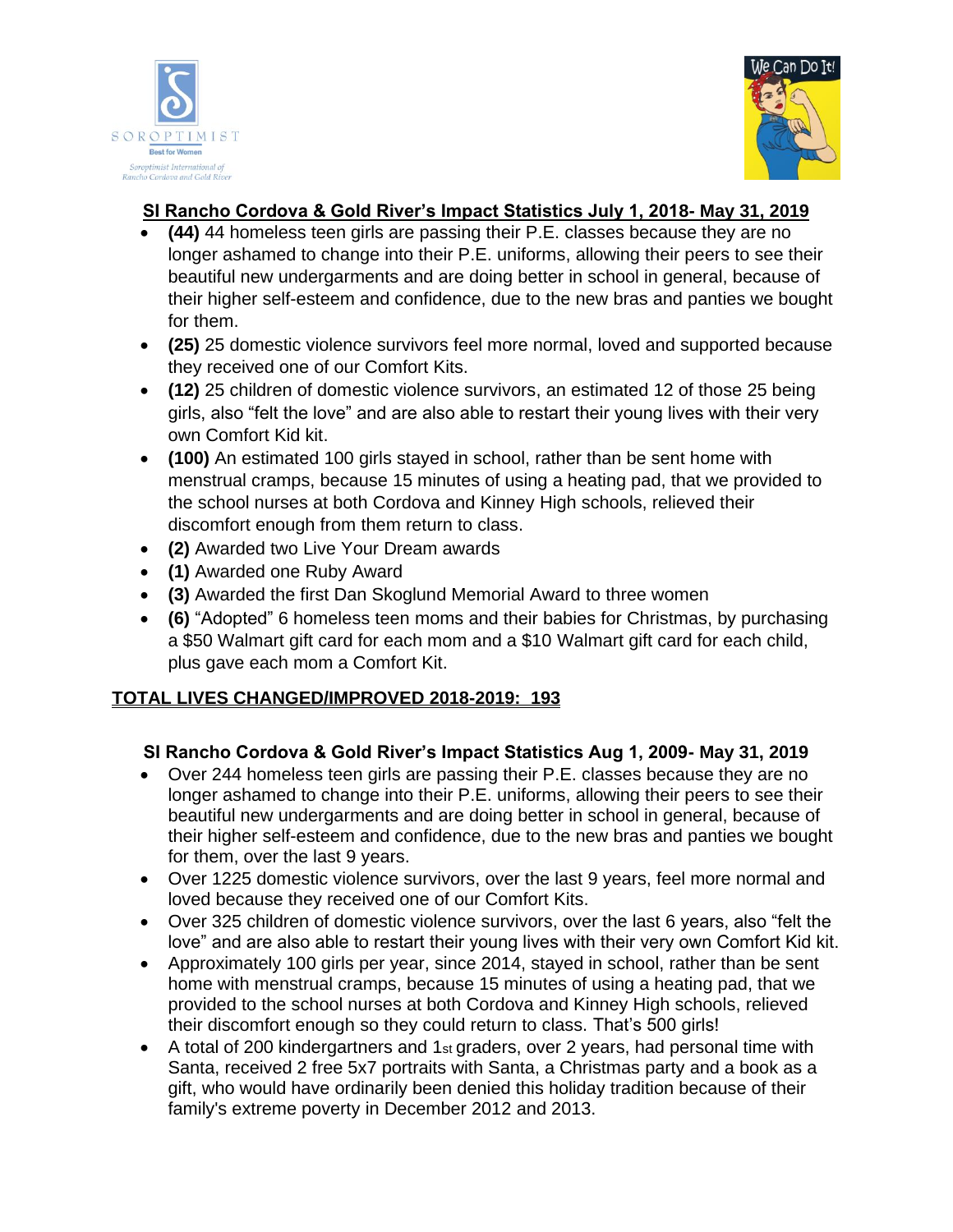## SI Rancho Cordova & Gold River's Impact Statistics July 1, 2018- May 31, 2019

- **(44)** 44 homeless teen girls are passing their P.E. classes because they are no longer ashamed to change into their P.E. uniforms, allowing their peers to see their beautiful new undergarments and are doing better in school in general, because of their higher self-esteem and confidence, due to the new bras and panties we bought for them.
- **(25)** 25 domestic violence survivors feel more normal, loved and supported because they received one of our Comfort Kits.
- **(12)** 25 children of domestic violence survivors, an estimated 12 of those 25 being girls, also "felt the love" and are also able to restart their young lives with their very own Comfort Kid kit.
- **(100)** An estimated 100 girls stayed in school, rather than be sent home with menstrual cramps, because 15 minutes of using a heating pad, that we provided to the school nurses at both Cordova and Kinney High schools, relieved their discomfort enough from them return to class.
- **(2)** Awarded two Live Your Dream awards
- **(1)** Awarded one Ruby Award
- **(3)** Awarded the first Dan Skoglund Memorial Award to three women
- **(6)** "Adopted" 6 homeless teen moms and their babies for Christmas, by purchasing a $50 Walmart gift card for each mom and a $10 Walmart gift card for each child, plus gave each mom a Comfort Kit.

**TOTAL LIVES CHANGED/IMPROVED 2018-2019: 193**

## SI Rancho Cordova & Gold River's Impact Statistics Aug 1, 2009- May 31, 2019

- Over 244 homeless teen girls are passing their P.E. classes because they are no longer ashamed to change into their P.E. uniforms, allowing their peers to see their beautiful new undergarments and are doing better in school in general, because of their higher self-esteem and confidence, due to the new bras and panties we bought for them, over the last 9 years.
- Over 1225 domestic violence survivors, over the last 9 years, feel more normal and loved because they received one of our Comfort Kits.
- Over 325 children of domestic violence survivors, over the last 6 years, also "felt the love" and are also able to restart their young lives with their very own Comfort Kid kit.
- Approximately 100 girls per year, since 2014, stayed in school, rather than be sent home with menstrual cramps, because 15 minutes of using a heating pad, that we provided to the school nurses at both Cordova and Kinney High schools, relieved their discomfort enough so they could return to class. That's 500 girls!
- A total of 200 kindergartners and 1st graders, over 2 years, had personal time with Santa, received 2 free 5x7 portraits with Santa, a Christmas party and a book as a gift, who would have ordinarily been denied this holiday tradition because of their family's extreme poverty in December 2012 and 2013.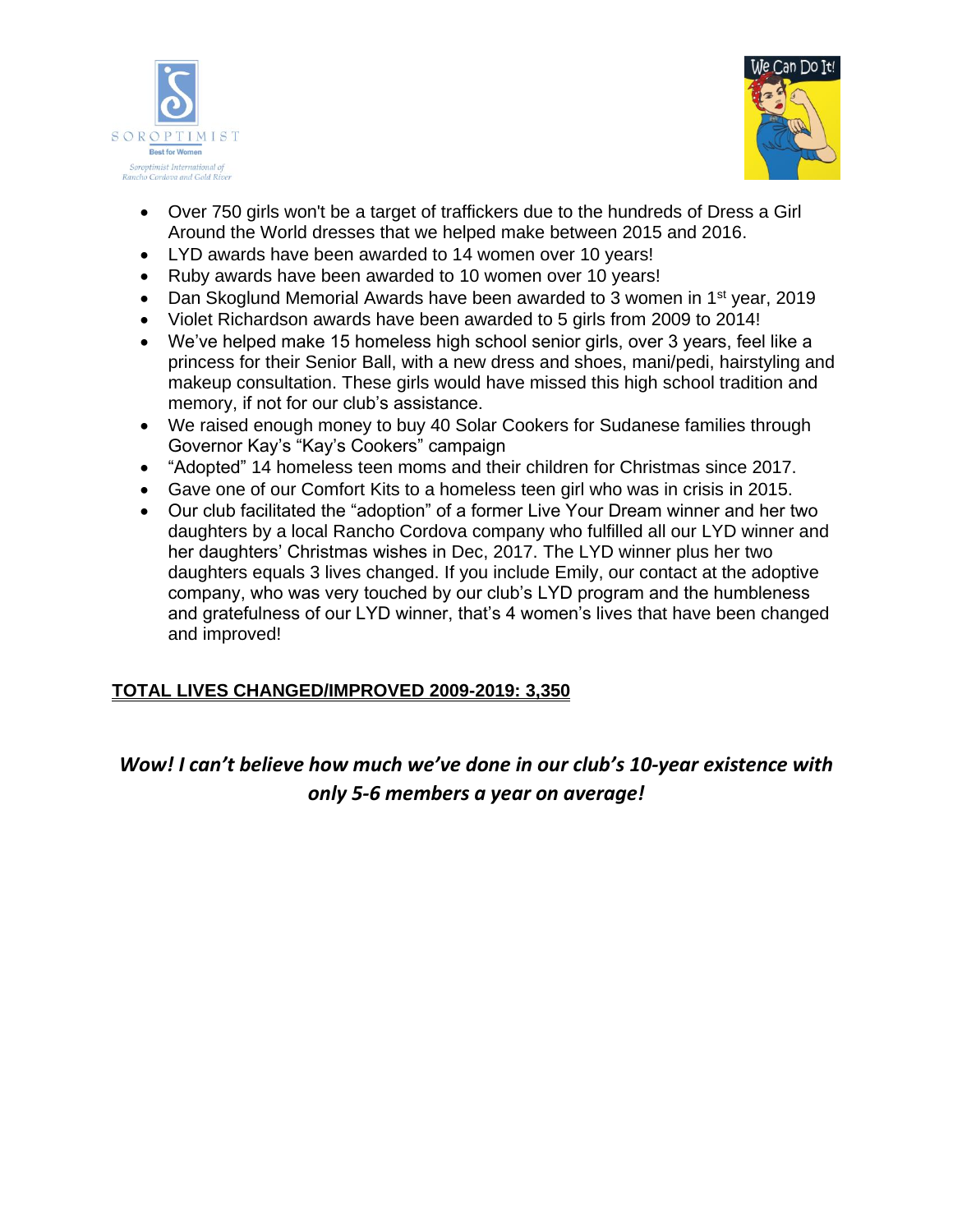- Over 750 girls won't be a target of traffickers due to the hundreds of Dress a Girl Around the World dresses that we helped make between 2015 and 2016.
- LYD awards have been awarded to 14 women over 10 years!
- Ruby awards have been awarded to 10 women over 10 years!
- Dan Skoglund Memorial Awards have been awarded to 3 women in 1st year, 2019
- Violet Richardson awards have been awarded to 5 girls from 2009 to 2014!
- We've helped make 15 homeless high school senior girls, over 3 years, feel like a princess for their Senior Ball, with a new dress and shoes, mani/pedi, hairstyling and makeup consultation. These girls would have missed this high school tradition and memory, if not for our club's assistance.
- We raised enough money to buy 40 Solar Cookers for Sudanese families through Governor Kay's "Kay's Cookers" campaign
- "Adopted" 14 homeless teen moms and their children for Christmas since 2017.
- Gave one of our Comfort Kits to a homeless teen girl who was in crisis in 2015.
- Our club facilitated the "adoption" of a former Live Your Dream winner and her two daughters by a local Rancho Cordova company who fulfilled all our LYD winner and her daughters' Christmas wishes in Dec, 2017. The LYD winner plus her two daughters equals 3 lives changed. If you include Emily, our contact at the adoptive company, who was very touched by our club's LYD program and the humbleness and gratefulness of our LYD winner, that's 4 women's lives that have been changed and improved!

**TOTAL LIVES CHANGED/IMPROVED 2009-2019: 3,350**

***Wow! I can't believe how much we've done in our club's 10-year existence with only 5-6 members a year on average!***